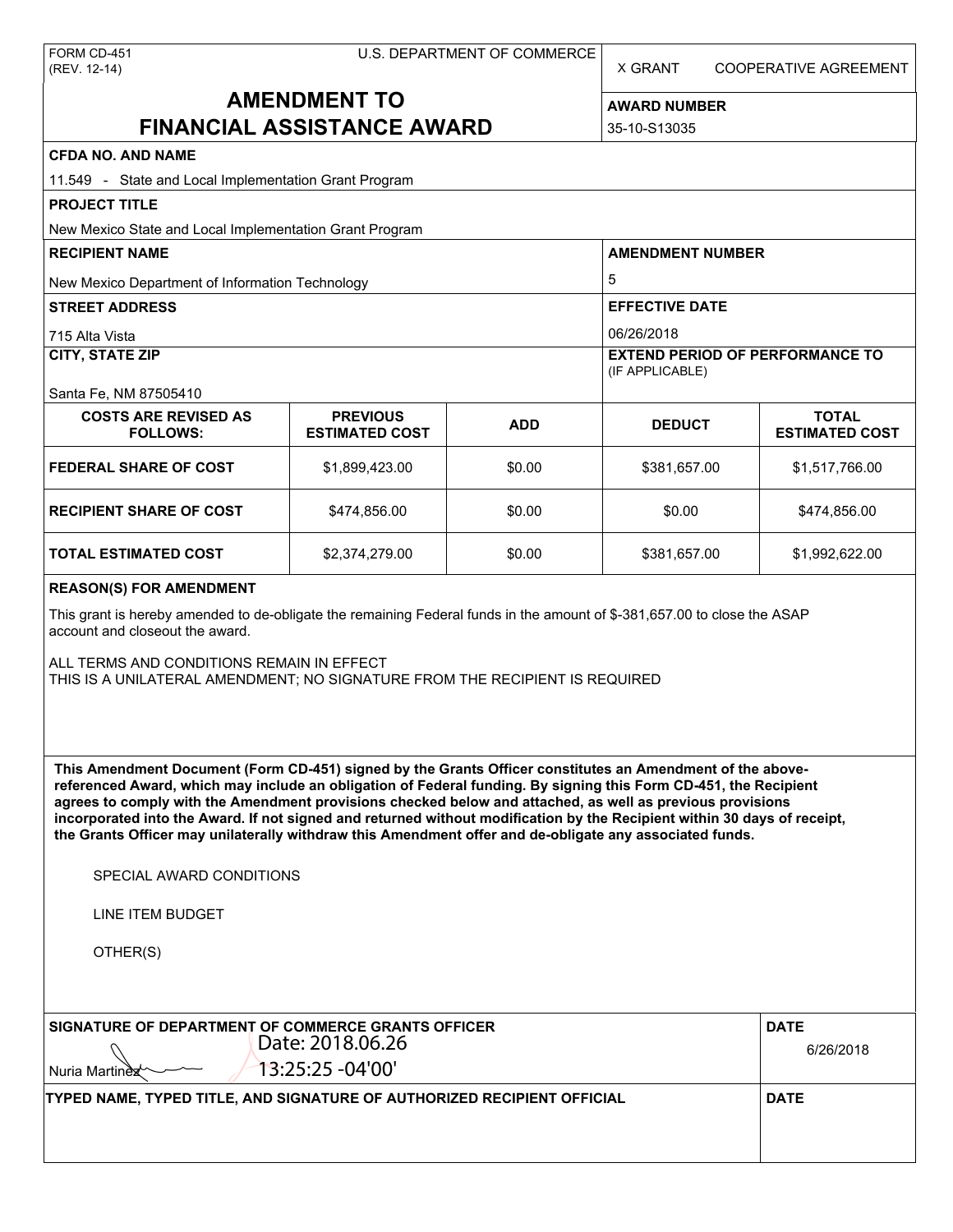FORM CD-451
(REV. 12-14)

U.S. DEPARTMENT OF COMMERCE

X GRANT    COOPERATIVE AGREEMENT

# AMENDMENT TO FINANCIAL ASSISTANCE AWARD

**AWARD NUMBER**

35-10-S13035

**CFDA NO. AND NAME**

11.549 - State and Local Implementation Grant Program

**PROJECT TITLE**

New Mexico State and Local Implementation Grant Program

**RECIPIENT NAME**

New Mexico Department of Information Technology

**AMENDMENT NUMBER**

5

**STREET ADDRESS**

715 Alta Vista

**EFFECTIVE DATE**

06/26/2018

**CITY, STATE ZIP**

Santa Fe, NM 87505410

**EXTEND PERIOD OF PERFORMANCE TO** (IF APPLICABLE)

| COSTS ARE REVISED AS FOLLOWS: | PREVIOUS ESTIMATED COST | ADD | DEDUCT | TOTAL ESTIMATED COST |
|---|---|---|---|---|
| FEDERAL SHARE OF COST | $1,899,423.00 | $0.00 | $381,657.00 | $1,517,766.00 |
| RECIPIENT SHARE OF COST | $474,856.00 | $0.00 | $0.00 | $474,856.00 |
| TOTAL ESTIMATED COST | $2,374,279.00 | $0.00 | $381,657.00 | $1,992,622.00 |

**REASON(S) FOR AMENDMENT**

This grant is hereby amended to de-obligate the remaining Federal funds in the amount of $-381,657.00 to close the ASAP account and closeout the award.

ALL TERMS AND CONDITIONS REMAIN IN EFFECT
THIS IS A UNILATERAL AMENDMENT; NO SIGNATURE FROM THE RECIPIENT IS REQUIRED

**This Amendment Document (Form CD-451) signed by the Grants Officer constitutes an Amendment of the above-referenced Award, which may include an obligation of Federal funding. By signing this Form CD-451, the Recipient agrees to comply with the Amendment provisions checked below and attached, as well as previous provisions incorporated into the Award. If not signed and returned without modification by the Recipient within 30 days of receipt, the Grants Officer may unilaterally withdraw this Amendment offer and de-obligate any associated funds.**

SPECIAL AWARD CONDITIONS

LINE ITEM BUDGET

OTHER(S)

**SIGNATURE OF DEPARTMENT OF COMMERCE GRANTS OFFICER**

Nuria Martinez    Date: 2018.06.26 13:25:25 -04'00'

**DATE**

6/26/2018

**TYPED NAME, TYPED TITLE, AND SIGNATURE OF AUTHORIZED RECIPIENT OFFICIAL**

**DATE**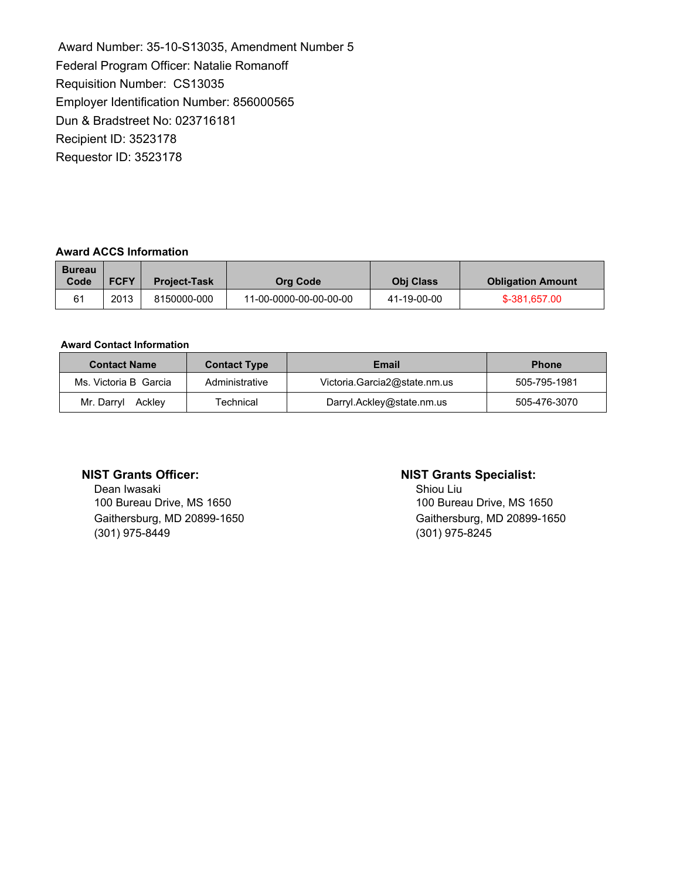Award Number: 35-10-S13035, Amendment Number 5
Federal Program Officer: Natalie Romanoff
Requisition Number: CS13035
Employer Identification Number: 856000565
Dun & Bradstreet No: 023716181
Recipient ID: 3523178
Requestor ID: 3523178

**Award ACCS Information**

| Bureau Code | FCFY | Project-Task | Org Code | Obj Class | Obligation Amount |
|---|---|---|---|---|---|
| 61 | 2013 | 8150000-000 | 11-00-0000-00-00-00-00 | 41-19-00-00 | $-381,657.00 |

**Award Contact Information**

| Contact Name | Contact Type | Email | Phone |
|---|---|---|---|
| Ms. Victoria B Garcia | Administrative | Victoria.Garcia2@state.nm.us | 505-795-1981 |
| Mr. Darryl Ackley | Technical | Darryl.Ackley@state.nm.us | 505-476-3070 |

**NIST Grants Officer:**
Dean Iwasaki
100 Bureau Drive, MS 1650
Gaithersburg, MD 20899-1650
(301) 975-8449

**NIST Grants Specialist:**
Shiou Liu
100 Bureau Drive, MS 1650
Gaithersburg, MD 20899-1650
(301) 975-8245